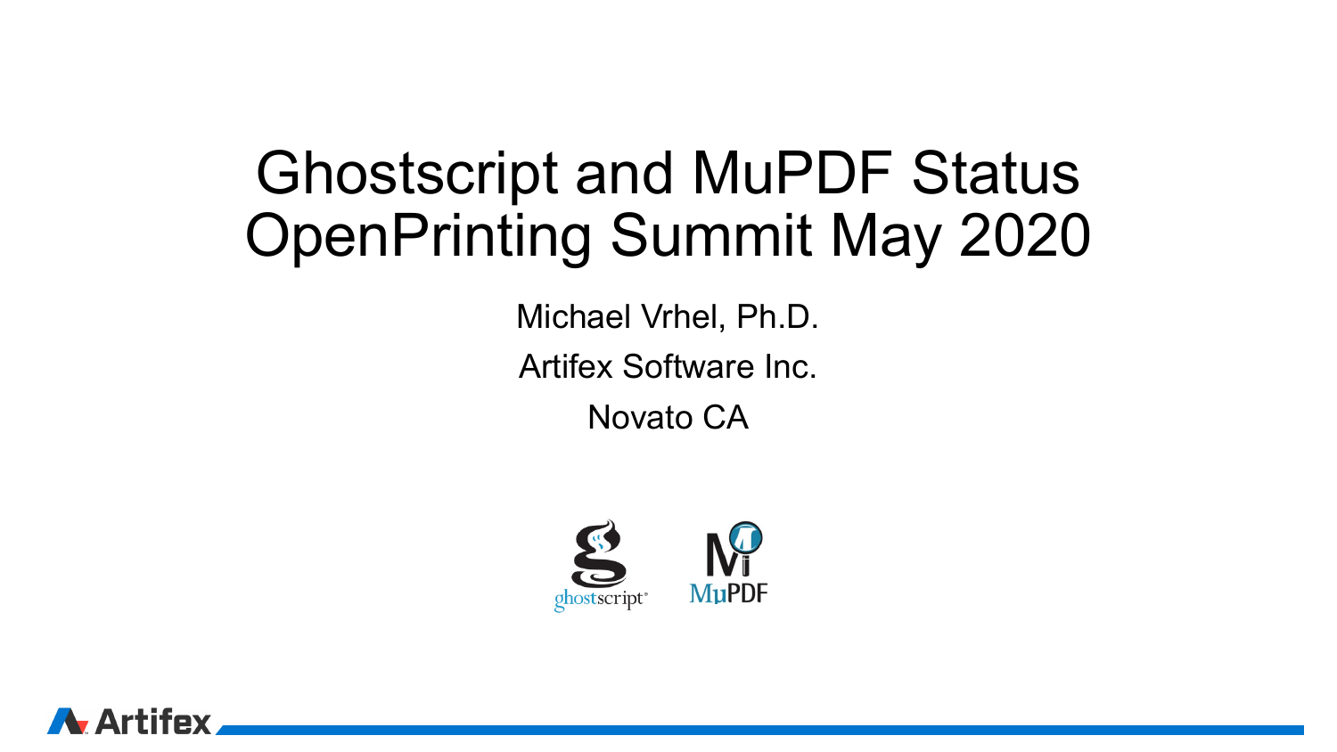# Ghostscript and MuPDF Status
# OpenPrinting Summit May 2020

Michael Vrhel, Ph.D.

Artifex Software Inc.

Novato CA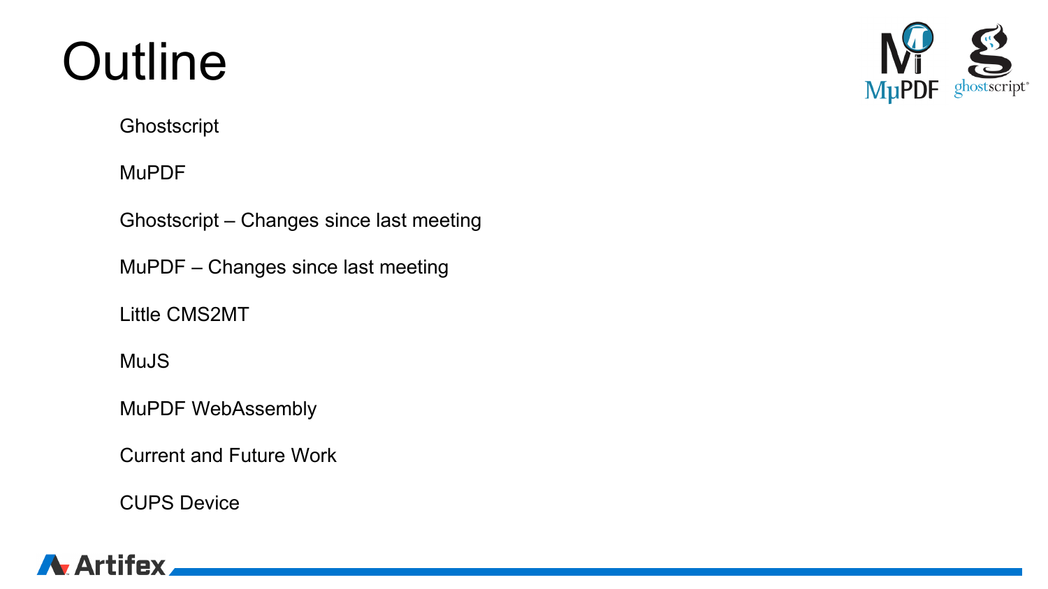# Outline

- Ghostscript
- MuPDF
- Ghostscript – Changes since last meeting
- MuPDF – Changes since last meeting
- Little CMS2MT
- MuJS
- MuPDF WebAssembly
- Current and Future Work
- CUPS Device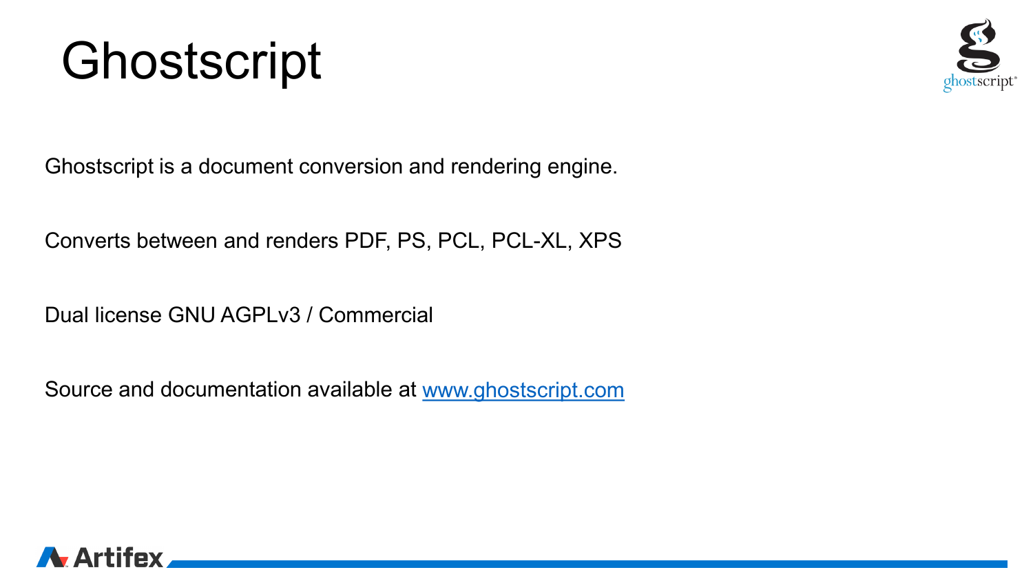# Ghostscript

Ghostscript is a document conversion and rendering engine.

Converts between and renders PDF, PS, PCL, PCL-XL, XPS

Dual license GNU AGPLv3 / Commercial

Source and documentation available at [www.ghostscript.com](http://www.ghostscript.com)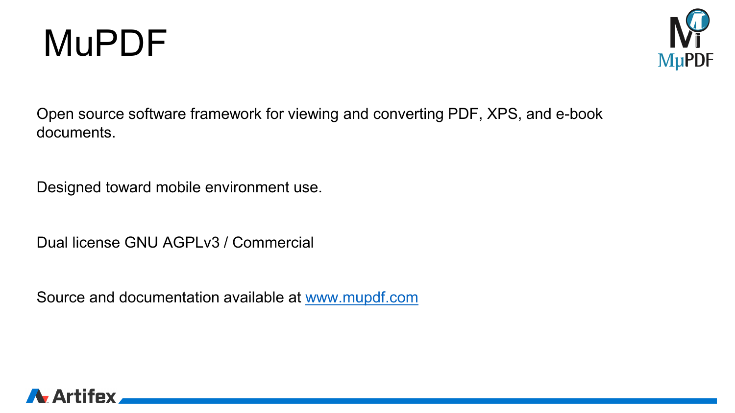# MuPDF

Open source software framework for viewing and converting PDF, XPS, and e-book documents.

Designed toward mobile environment use.

Dual license GNU AGPLv3 / Commercial

Source and documentation available at [www.mupdf.com](http://www.mupdf.com)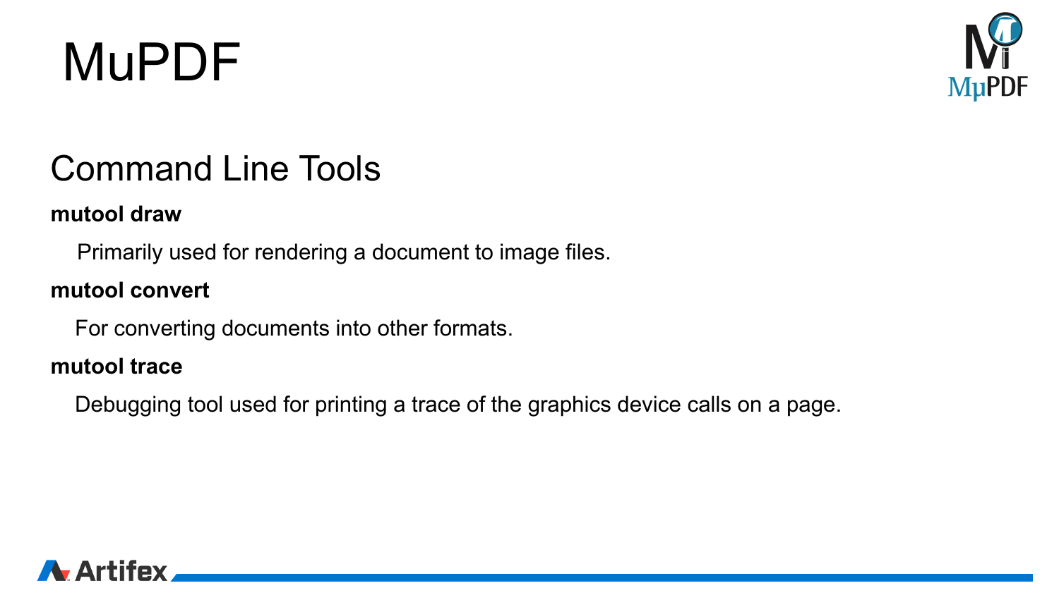# MuPDF

## Command Line Tools

**mutool draw**

Primarily used for rendering a document to image files.

**mutool convert**

For converting documents into other formats.

**mutool trace**

Debugging tool used for printing a trace of the graphics device calls on a page.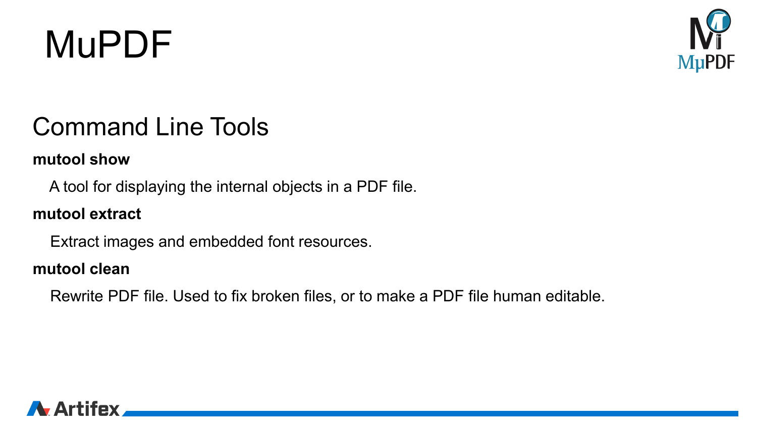# MuPDF

## Command Line Tools

**mutool show**

A tool for displaying the internal objects in a PDF file.

**mutool extract**

Extract images and embedded font resources.

**mutool clean**

Rewrite PDF file. Used to fix broken files, or to make a PDF file human editable.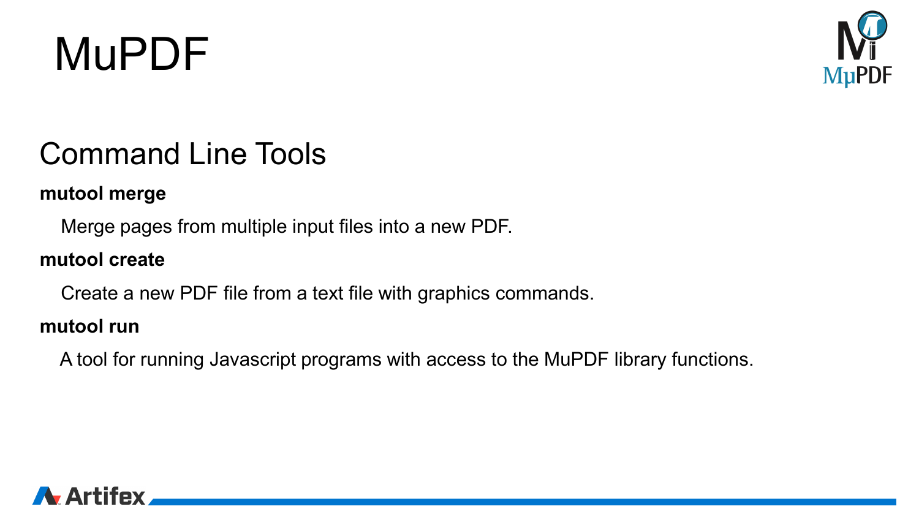# MuPDF

## Command Line Tools

**mutool merge**

Merge pages from multiple input files into a new PDF.

**mutool create**

Create a new PDF file from a text file with graphics commands.

**mutool run**

A tool for running Javascript programs with access to the MuPDF library functions.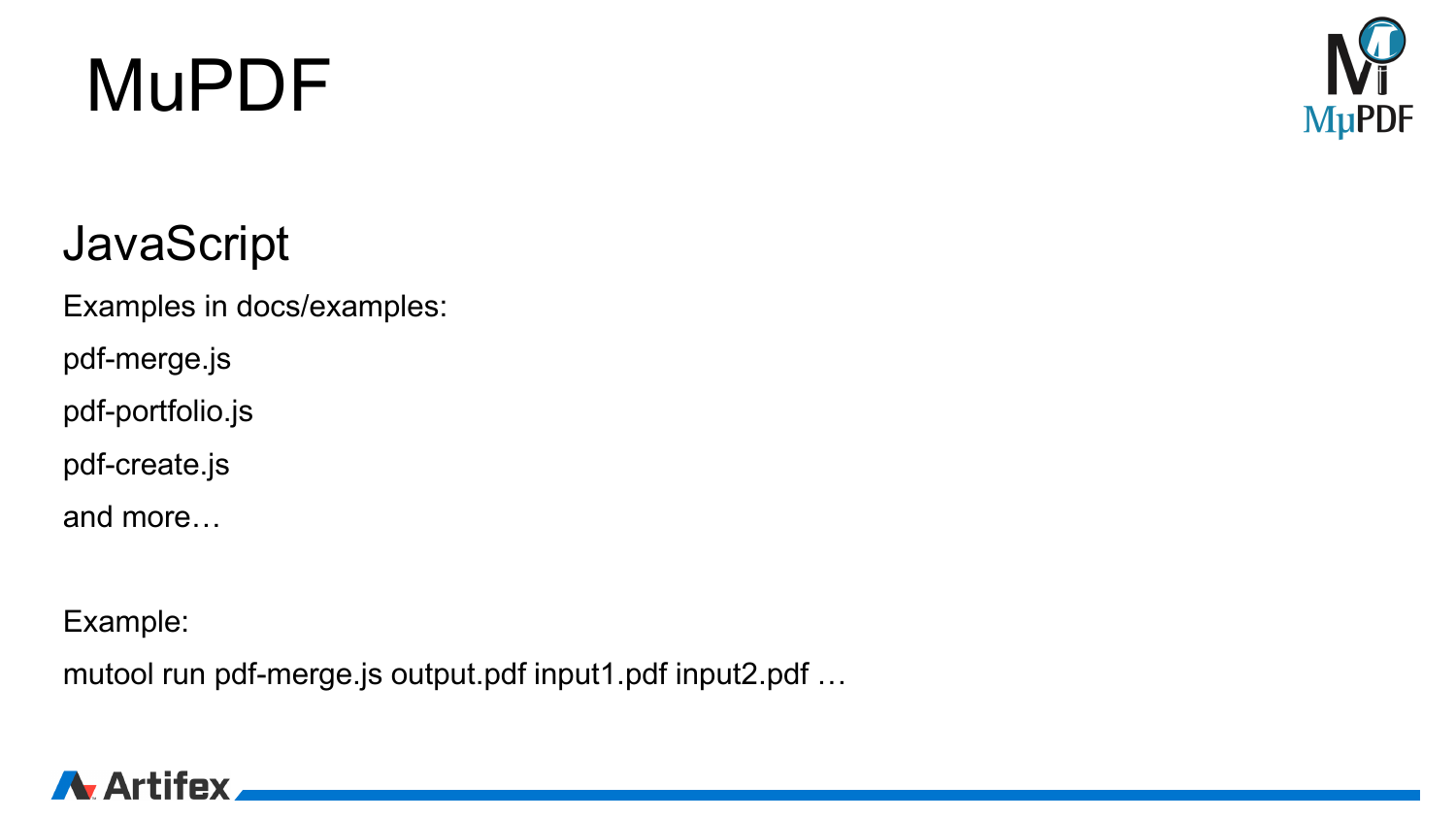# MuPDF

## JavaScript

Examples in docs/examples:

pdf-merge.js

pdf-portfolio.js

pdf-create.js

and more…

Example:

```
mutool run pdf-merge.js output.pdf input1.pdf input2.pdf …
```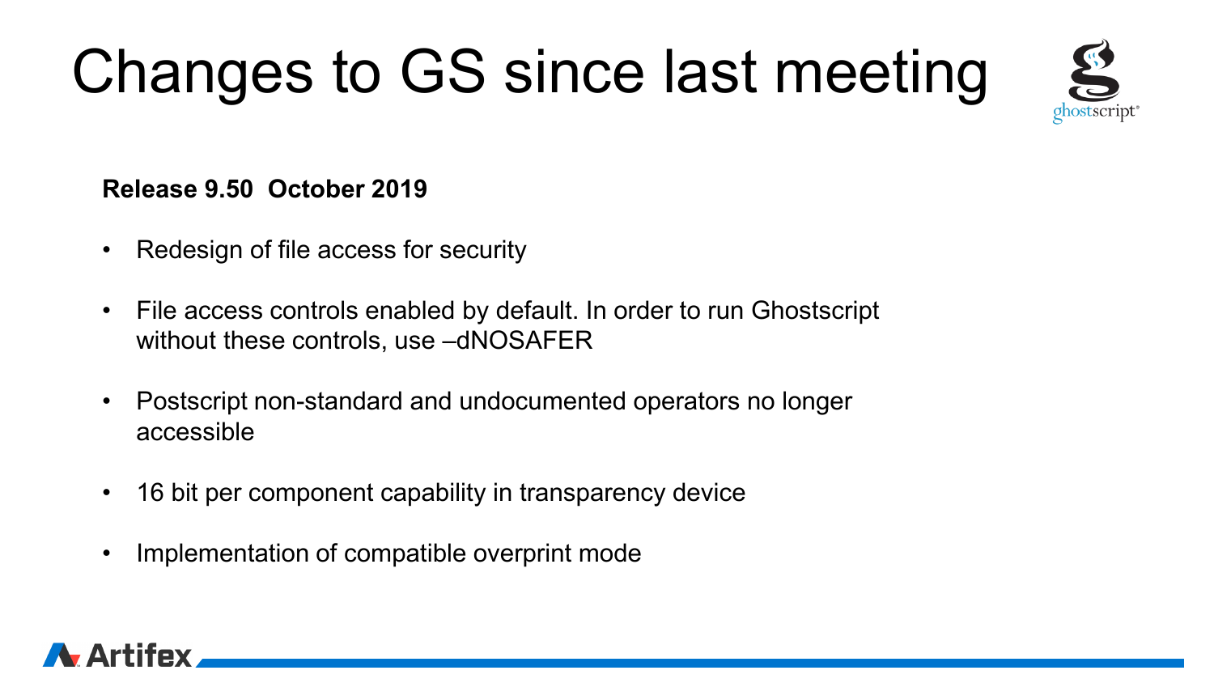# Changes to GS since last meeting

**Release 9.50  October 2019**

- Redesign of file access for security
- File access controls enabled by default. In order to run Ghostscript without these controls, use –dNOSAFER
- Postscript non-standard and undocumented operators no longer accessible
- 16 bit per component capability in transparency device
- Implementation of compatible overprint mode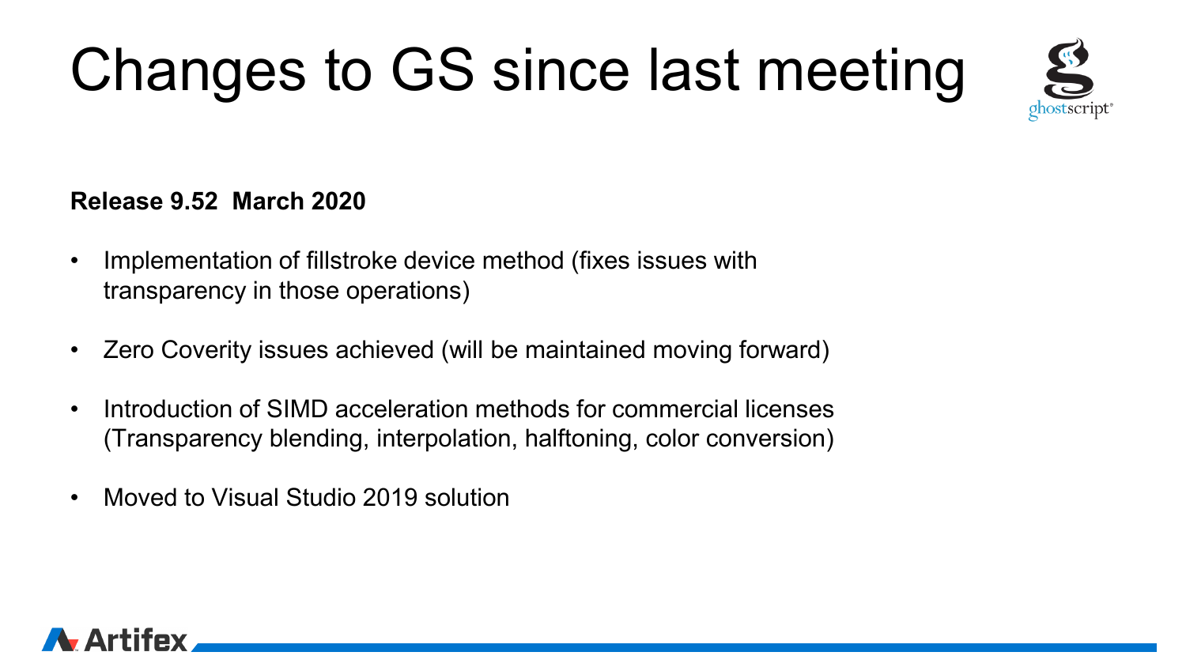# Changes to GS since last meeting

**Release 9.52 March 2020**

- Implementation of fillstroke device method (fixes issues with transparency in those operations)
- Zero Coverity issues achieved (will be maintained moving forward)
- Introduction of SIMD acceleration methods for commercial licenses (Transparency blending, interpolation, halftoning, color conversion)
- Moved to Visual Studio 2019 solution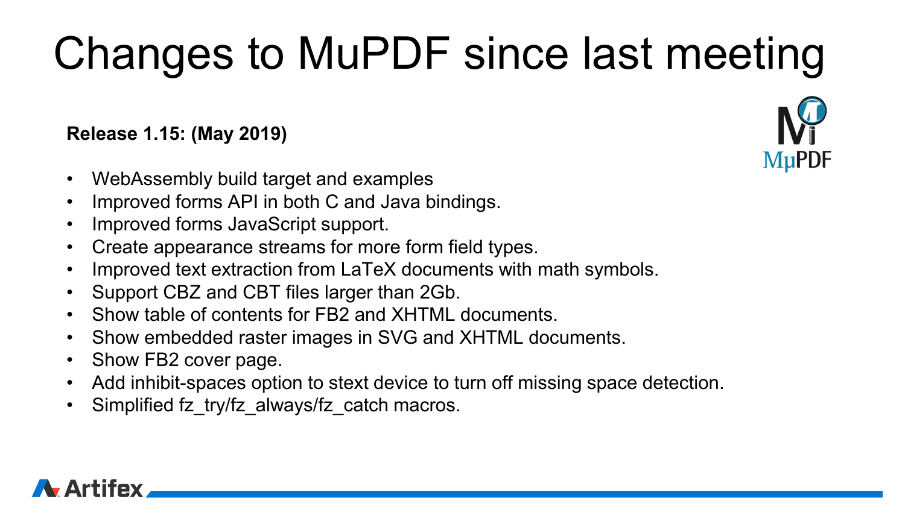# Changes to MuPDF since last meeting

**Release 1.15: (May 2019)**

- WebAssembly build target and examples
- Improved forms API in both C and Java bindings.
- Improved forms JavaScript support.
- Create appearance streams for more form field types.
- Improved text extraction from LaTeX documents with math symbols.
- Support CBZ and CBT files larger than 2Gb.
- Show table of contents for FB2 and XHTML documents.
- Show embedded raster images in SVG and XHTML documents.
- Show FB2 cover page.
- Add inhibit-spaces option to stext device to turn off missing space detection.
- Simplified fz_try/fz_always/fz_catch macros.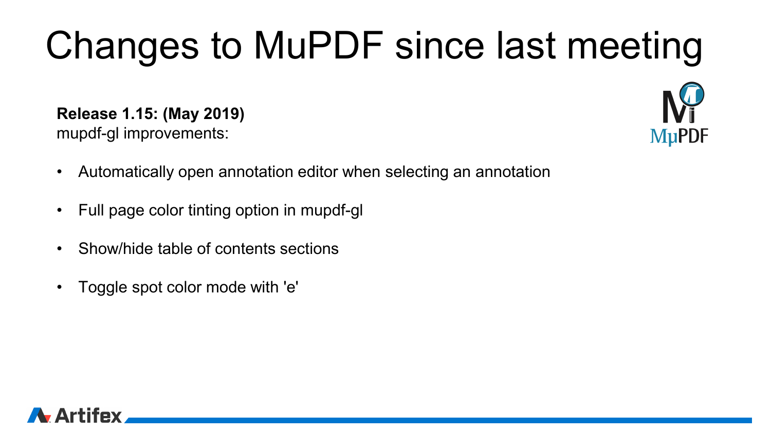# Changes to MuPDF since last meeting

**Release 1.15: (May 2019)**
mupdf-gl improvements:

- Automatically open annotation editor when selecting an annotation
- Full page color tinting option in mupdf-gl
- Show/hide table of contents sections
- Toggle spot color mode with 'e'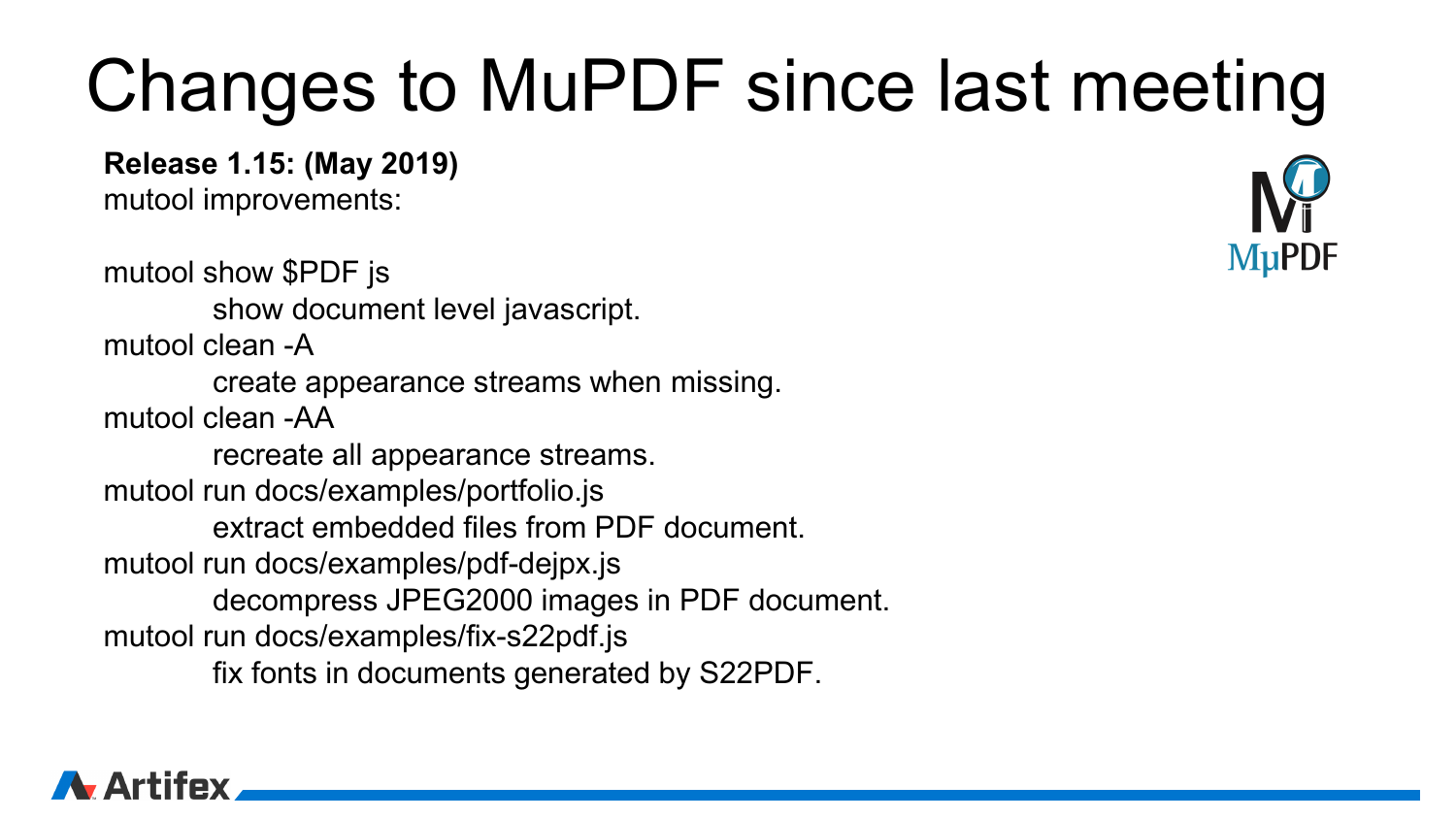# Changes to MuPDF since last meeting

**Release 1.15: (May 2019)**

mutool improvements:

mutool show $PDF js
: show document level javascript.

mutool clean -A
: create appearance streams when missing.

mutool clean -AA
: recreate all appearance streams.

mutool run docs/examples/portfolio.js
: extract embedded files from PDF document.

mutool run docs/examples/pdf-dejpx.js
: decompress JPEG2000 images in PDF document.

mutool run docs/examples/fix-s22pdf.js
: fix fonts in documents generated by S22PDF.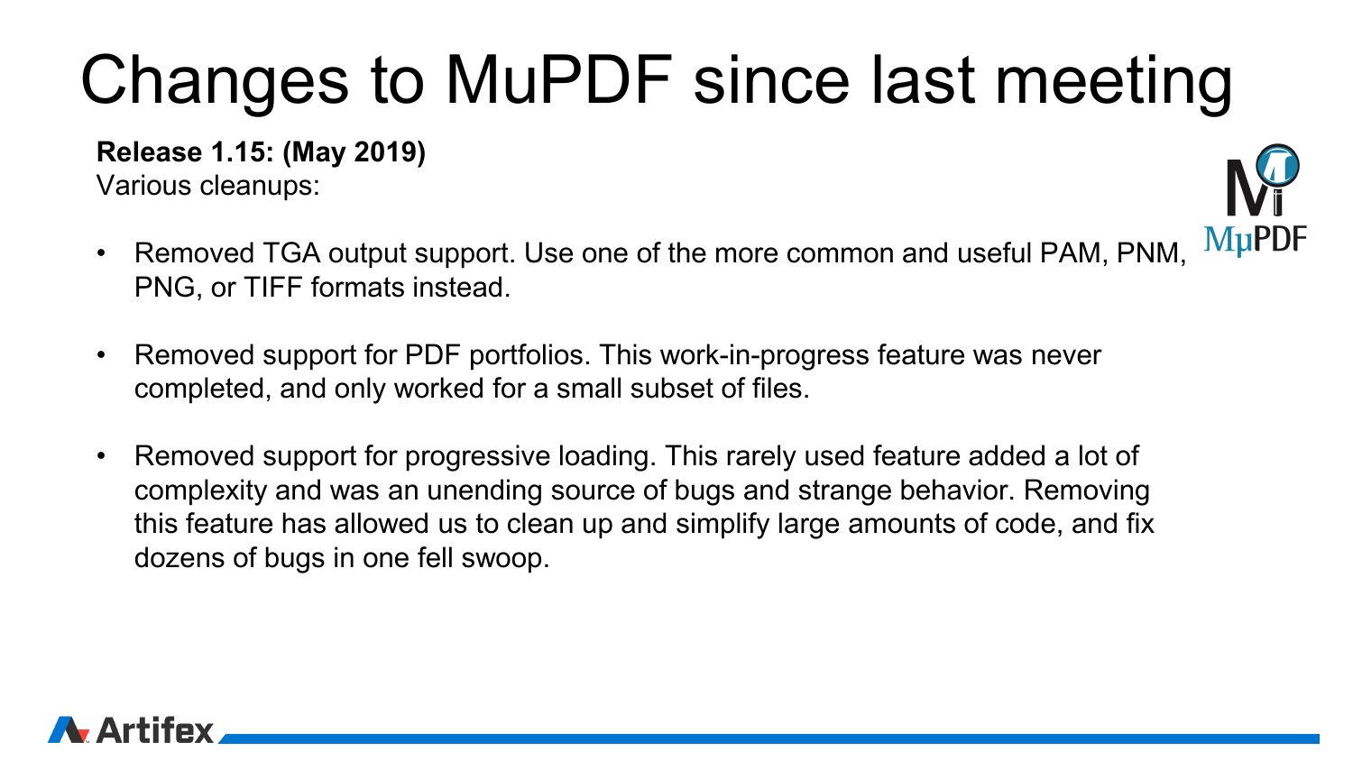# Changes to MuPDF since last meeting

**Release 1.15: (May 2019)**
Various cleanups:

- Removed TGA output support. Use one of the more common and useful PAM, PNM, PNG, or TIFF formats instead.
- Removed support for PDF portfolios. This work-in-progress feature was never completed, and only worked for a small subset of files.
- Removed support for progressive loading. This rarely used feature added a lot of complexity and was an unending source of bugs and strange behavior. Removing this feature has allowed us to clean up and simplify large amounts of code, and fix dozens of bugs in one fell swoop.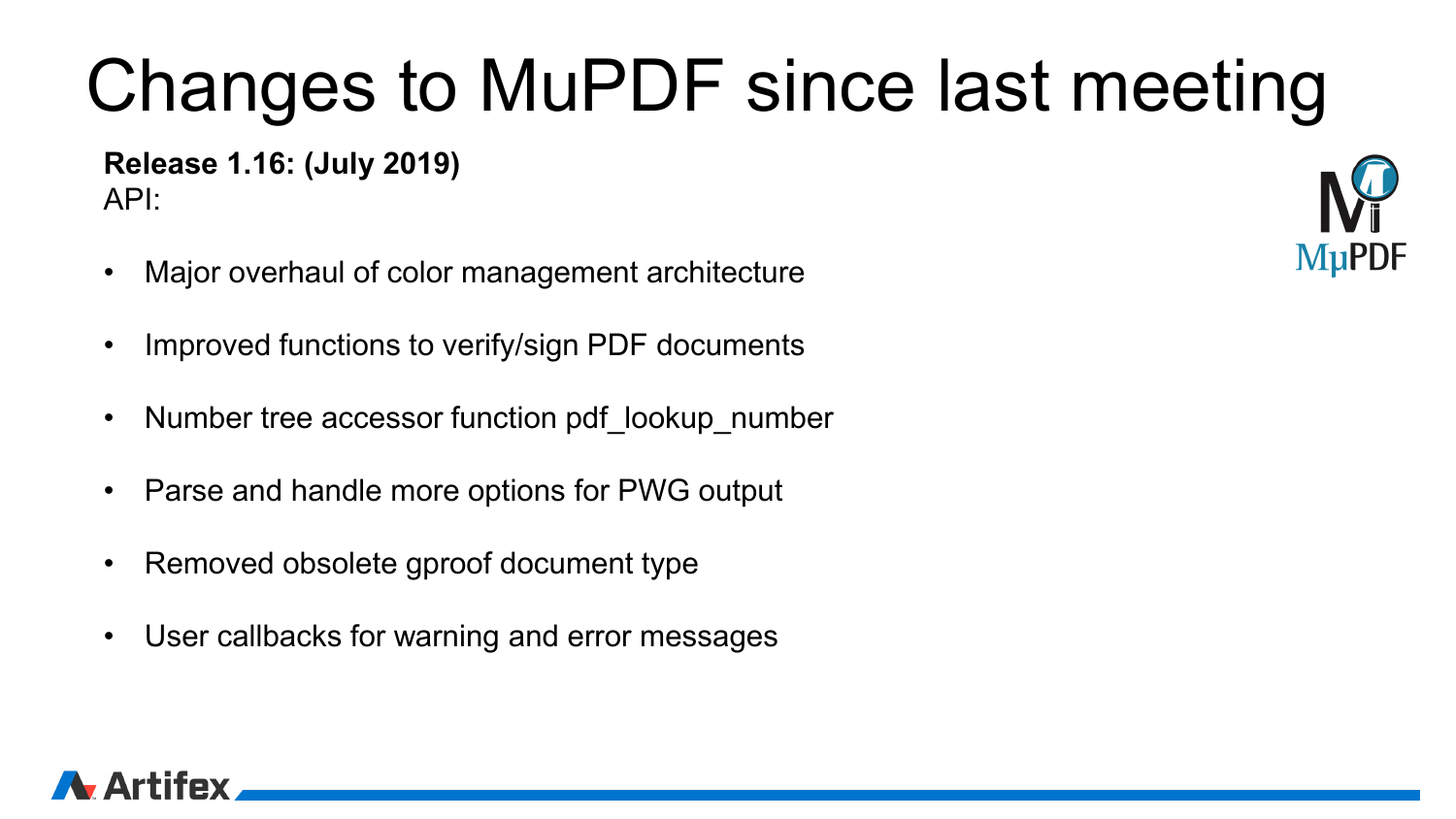# Changes to MuPDF since last meeting

**Release 1.16: (July 2019)**
API:

- Major overhaul of color management architecture
- Improved functions to verify/sign PDF documents
- Number tree accessor function pdf_lookup_number
- Parse and handle more options for PWG output
- Removed obsolete gproof document type
- User callbacks for warning and error messages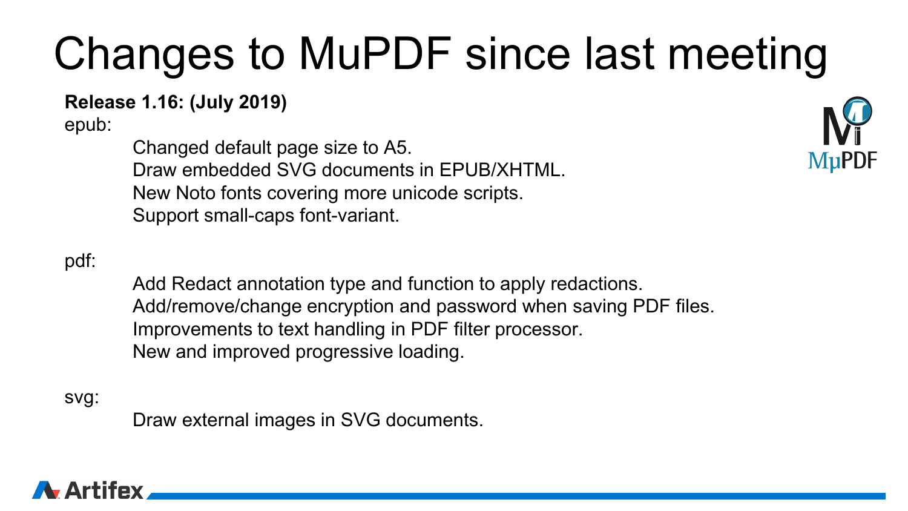# Changes to MuPDF since last meeting

**Release 1.16: (July 2019)**

epub:

- Changed default page size to A5.
- Draw embedded SVG documents in EPUB/XHTML.
- New Noto fonts covering more unicode scripts.
- Support small-caps font-variant.

pdf:

- Add Redact annotation type and function to apply redactions.
- Add/remove/change encryption and password when saving PDF files.
- Improvements to text handling in PDF filter processor.
- New and improved progressive loading.

svg:

- Draw external images in SVG documents.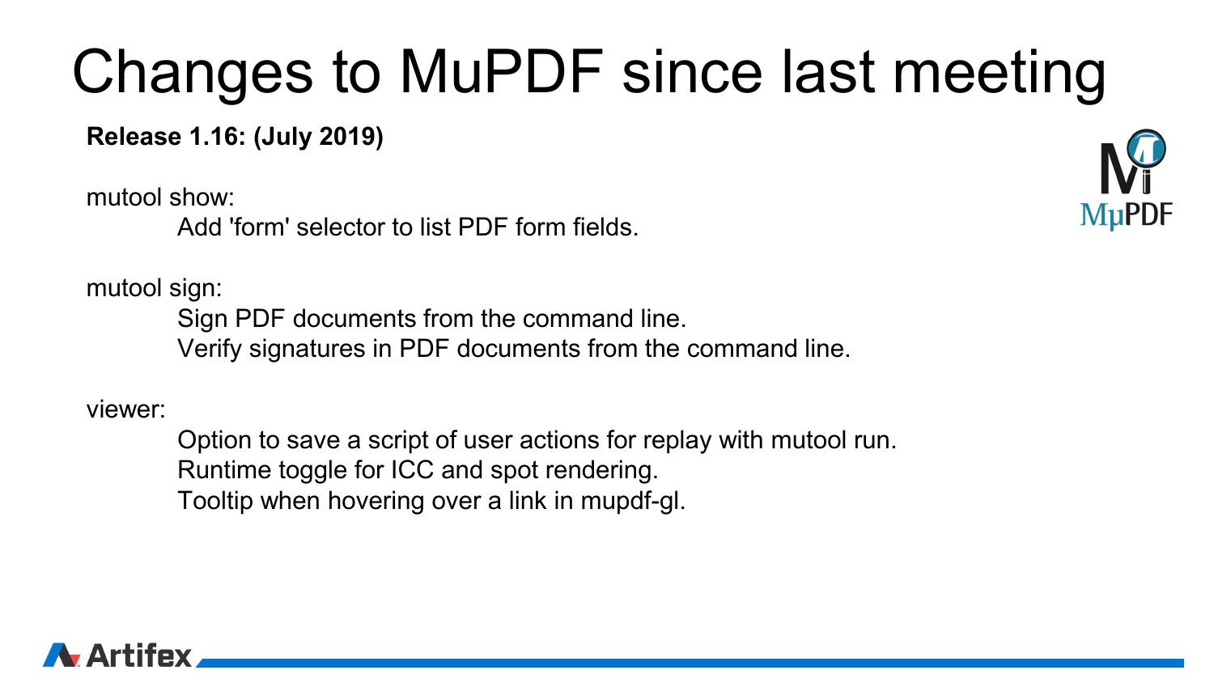# Changes to MuPDF since last meeting

**Release 1.16: (July 2019)**

mutool show:

- Add 'form' selector to list PDF form fields.

mutool sign:

- Sign PDF documents from the command line.
- Verify signatures in PDF documents from the command line.

viewer:

- Option to save a script of user actions for replay with mutool run.
- Runtime toggle for ICC and spot rendering.
- Tooltip when hovering over a link in mupdf-gl.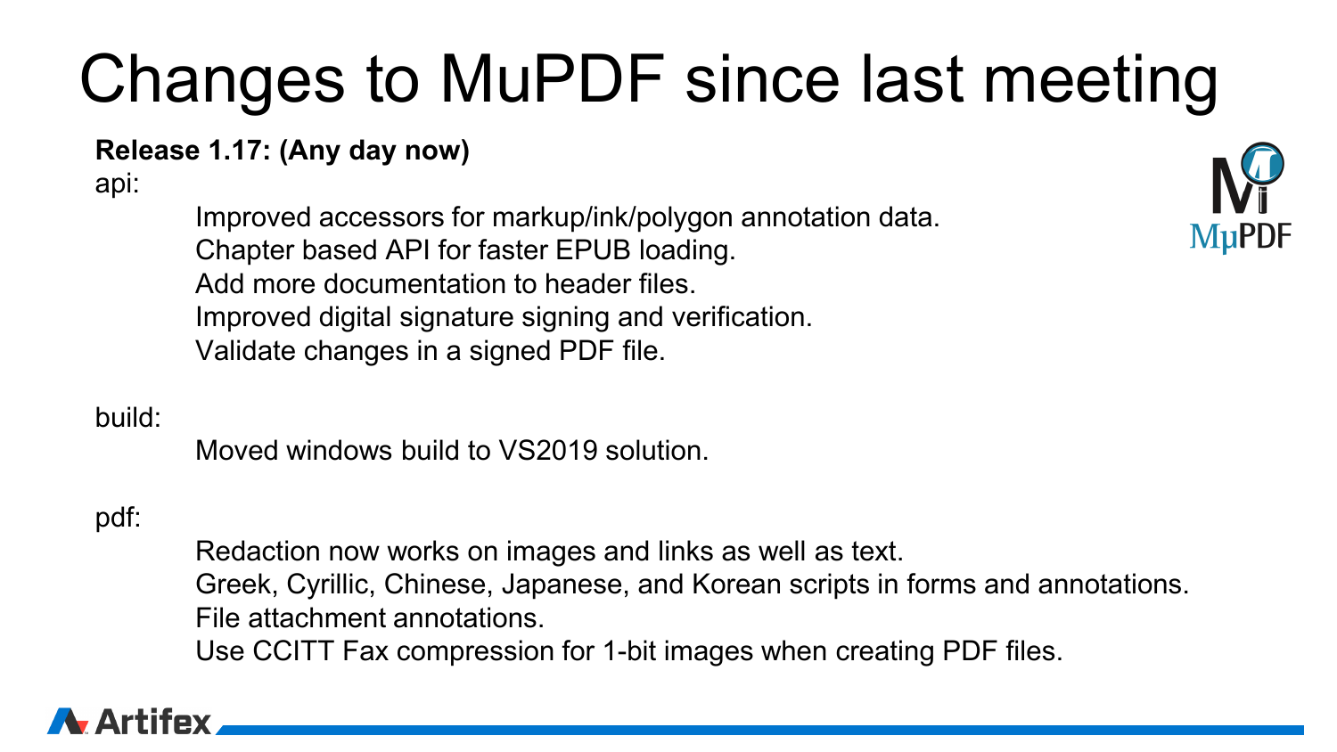# Changes to MuPDF since last meeting

**Release 1.17: (Any day now)**

api:

- Improved accessors for markup/ink/polygon annotation data.
- Chapter based API for faster EPUB loading.
- Add more documentation to header files.
- Improved digital signature signing and verification.
- Validate changes in a signed PDF file.

build:

- Moved windows build to VS2019 solution.

pdf:

- Redaction now works on images and links as well as text.
- Greek, Cyrillic, Chinese, Japanese, and Korean scripts in forms and annotations.
- File attachment annotations.
- Use CCITT Fax compression for 1-bit images when creating PDF files.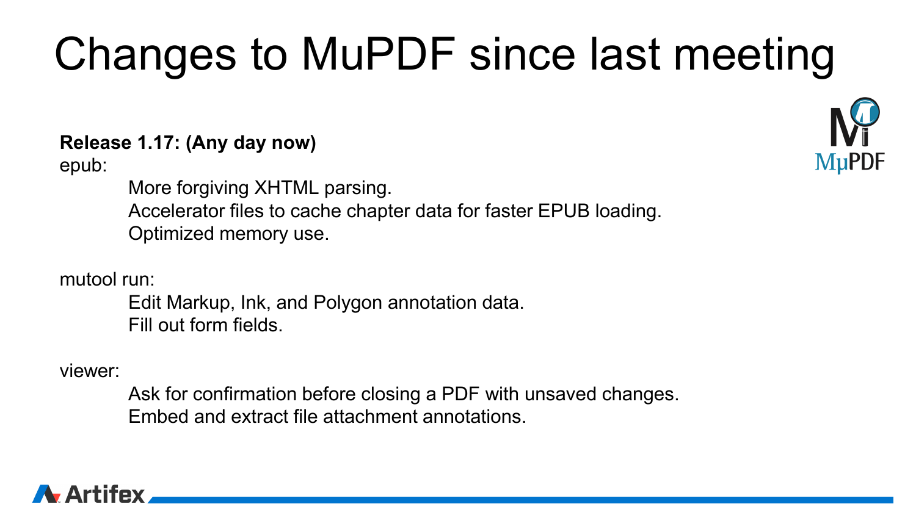# Changes to MuPDF since last meeting

**Release 1.17: (Any day now)**

epub:

- More forgiving XHTML parsing.
- Accelerator files to cache chapter data for faster EPUB loading.
- Optimized memory use.

mutool run:

- Edit Markup, Ink, and Polygon annotation data.
- Fill out form fields.

viewer:

- Ask for confirmation before closing a PDF with unsaved changes.
- Embed and extract file attachment annotations.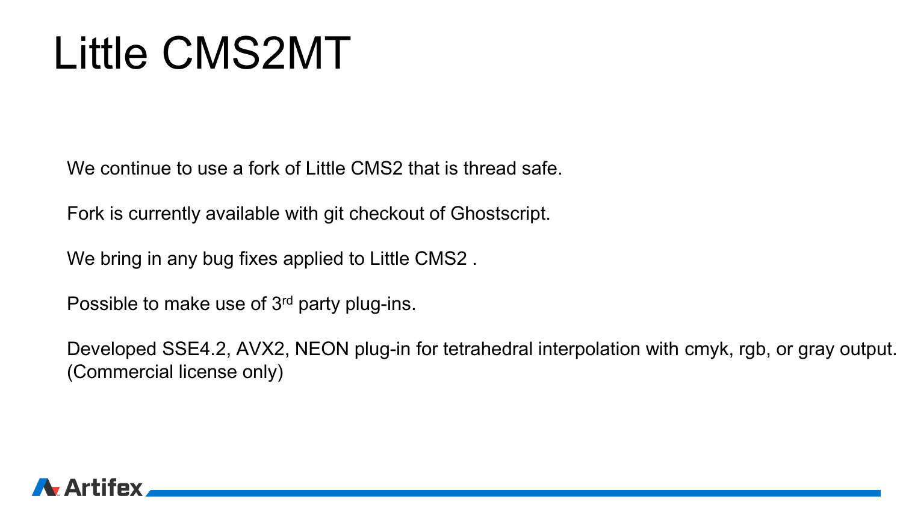# Little CMS2MT

We continue to use a fork of Little CMS2 that is thread safe.

Fork is currently available with git checkout of Ghostscript.

We bring in any bug fixes applied to Little CMS2 .

Possible to make use of 3rd party plug-ins.

Developed SSE4.2, AVX2, NEON plug-in for tetrahedral interpolation with cmyk, rgb, or gray output.
(Commercial license only)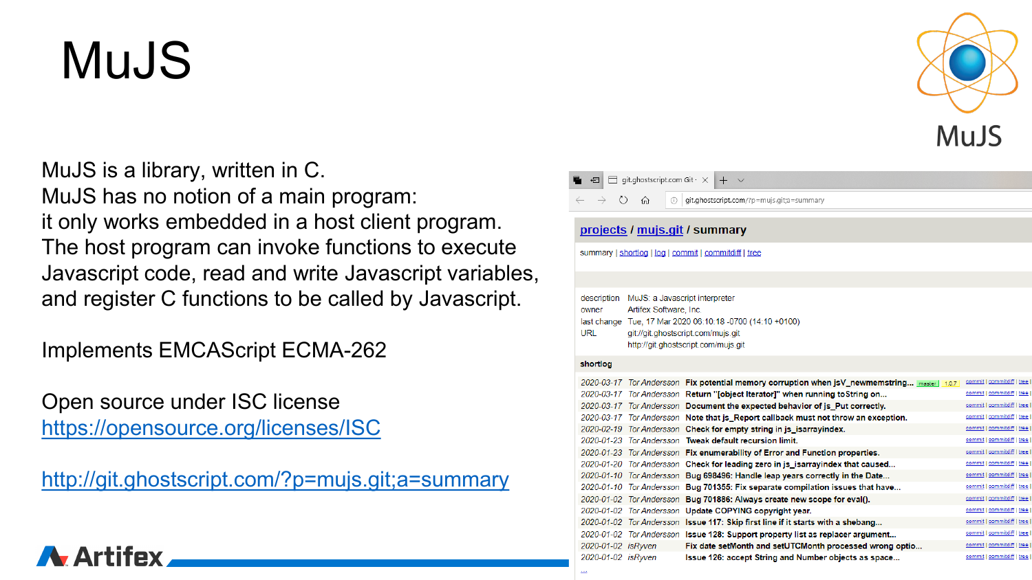# MuJS

MuJS is a library, written in C.
MuJS has no notion of a main program:
it only works embedded in a host client program.
The host program can invoke functions to execute Javascript code, read and write Javascript variables, and register C functions to be called by Javascript.

Implements EMCAScript ECMA-262

Open source under ISC license
https://opensource.org/licenses/ISC

http://git.ghostscript.com/?p=mujs.git;a=summary

**projects / mujs.git / summary**

summary | shortlog | log | commit | commitdiff | tree

| | |
|---|---|
| description | MuJS: a Javascript interpreter |
| owner | Artifex Software, Inc. |
| last change | Tue, 17 Mar 2020 06:10:18 -0700 (14:10 +0100) |
| URL | git://git.ghostscript.com/mujs.git<br>http://git.ghostscript.com/mujs.git |

**shortlog**

| Date | Author | Message | Links |
|---|---|---|---|
| 2020-03-17 | Tor Andersson | Fix potential memory corruption when jsV_newmemstring... master 1.0.7 | commit \| commitdiff \| tree |
| 2020-03-17 | Tor Andersson | Return "[object Iterator]" when running toString on... | commit \| commitdiff \| tree |
| 2020-03-17 | Tor Andersson | Document the expected behavior of js_Put correctly. | commit \| commitdiff \| tree |
| 2020-03-17 | Tor Andersson | Note that js_Report callback must not throw an exception. | commit \| commitdiff \| tree |
| 2020-02-19 | Tor Andersson | Check for empty string in js_isarrayindex. | commit \| commitdiff \| tree |
| 2020-01-23 | Tor Andersson | Tweak default recursion limit. | commit \| commitdiff \| tree |
| 2020-01-23 | Tor Andersson | Fix enumerability of Error and Function properties. | commit \| commitdiff \| tree |
| 2020-01-20 | Tor Andersson | Check for leading zero in js_isarrayindex that caused... | commit \| commitdiff \| tree |
| 2020-01-10 | Tor Andersson | Bug 698496: Handle leap years correctly in the Date... | commit \| commitdiff \| tree |
| 2020-01-10 | Tor Andersson | Bug 701355: Fix separate compilation issues that have... | commit \| commitdiff \| tree |
| 2020-01-02 | Tor Andersson | Bug 701886: Always create new scope for eval(). | commit \| commitdiff \| tree |
| 2020-01-02 | Tor Andersson | Update COPYING copyright year. | commit \| commitdiff \| tree |
| 2020-01-02 | Tor Andersson | Issue 117: Skip first line if it starts with a shebang... | commit \| commitdiff \| tree |
| 2020-01-02 | Tor Andersson | Issue 128: Support property list as replacer argument... | commit \| commitdiff \| tree |
| 2020-01-02 | isRyven | Fix date setMonth and setUTCMonth processed wrong optio... | commit \| commitdiff \| tree |
| 2020-01-02 | isRyven | Issue 126: accept String and Number objects as space... | commit \| commitdiff \| tree |

...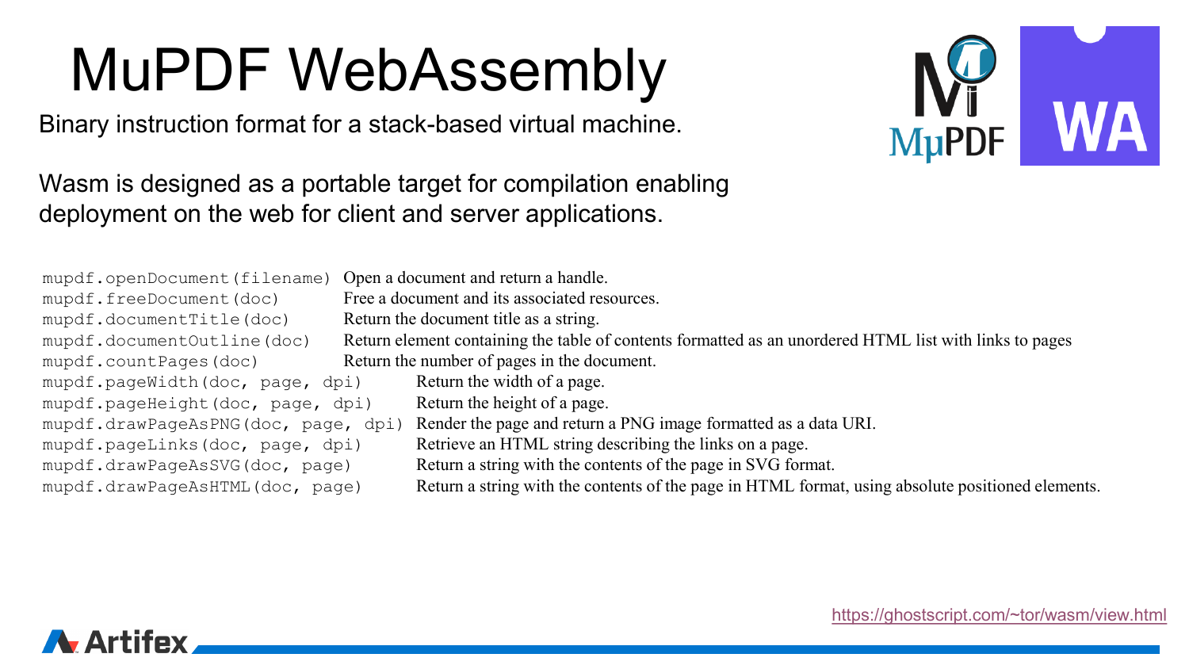# MuPDF WebAssembly

Binary instruction format for a stack-based virtual machine.

Wasm is designed as a portable target for compilation enabling deployment on the web for client and server applications.

| Function | Description |
| --- | --- |
| `mupdf.openDocument(filename)` | Open a document and return a handle. |
| `mupdf.freeDocument(doc)` | Free a document and its associated resources. |
| `mupdf.documentTitle(doc)` | Return the document title as a string. |
| `mupdf.documentOutline(doc)` | Return element containing the table of contents formatted as an unordered HTML list with links to pages |
| `mupdf.countPages(doc)` | Return the number of pages in the document. |
| `mupdf.pageWidth(doc, page, dpi)` | Return the width of a page. |
| `mupdf.pageHeight(doc, page, dpi)` | Return the height of a page. |
| `mupdf.drawPageAsPNG(doc, page, dpi)` | Render the page and return a PNG image formatted as a data URI. |
| `mupdf.pageLinks(doc, page, dpi)` | Retrieve an HTML string describing the links on a page. |
| `mupdf.drawPageAsSVG(doc, page)` | Return a string with the contents of the page in SVG format. |
| `mupdf.drawPageAsHTML(doc, page)` | Return a string with the contents of the page in HTML format, using absolute positioned elements. |

https://ghostscript.com/~tor/wasm/view.html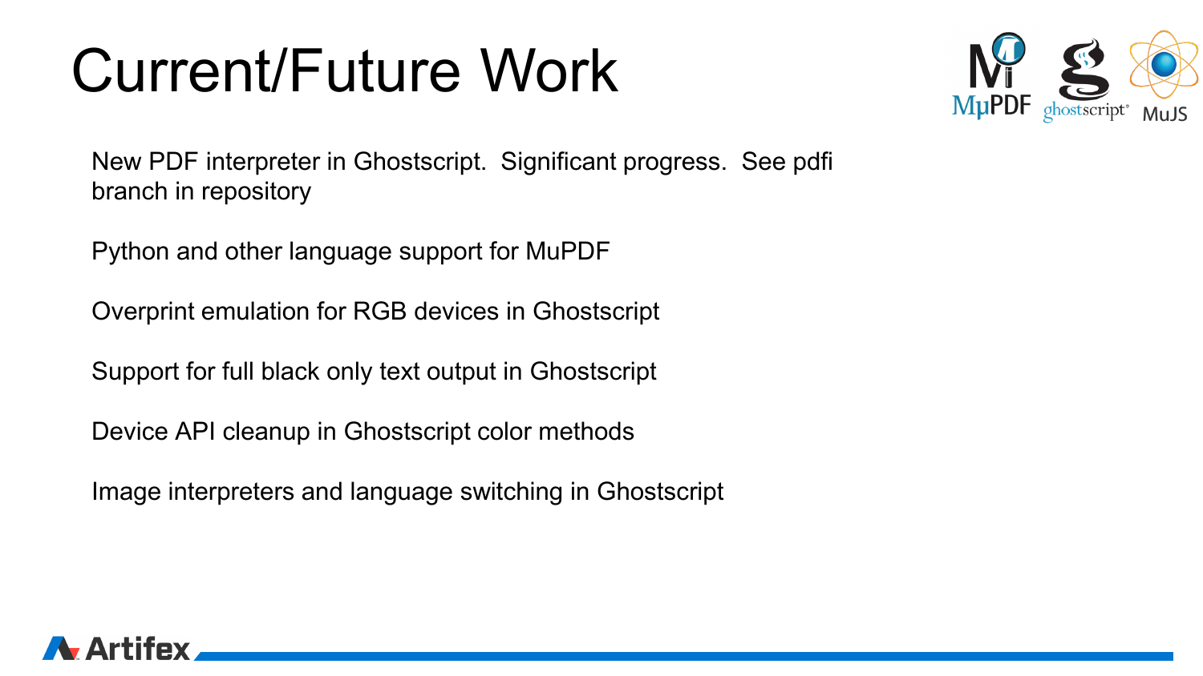# Current/Future Work

New PDF interpreter in Ghostscript. Significant progress. See pdfi branch in repository

Python and other language support for MuPDF

Overprint emulation for RGB devices in Ghostscript

Support for full black only text output in Ghostscript

Device API cleanup in Ghostscript color methods

Image interpreters and language switching in Ghostscript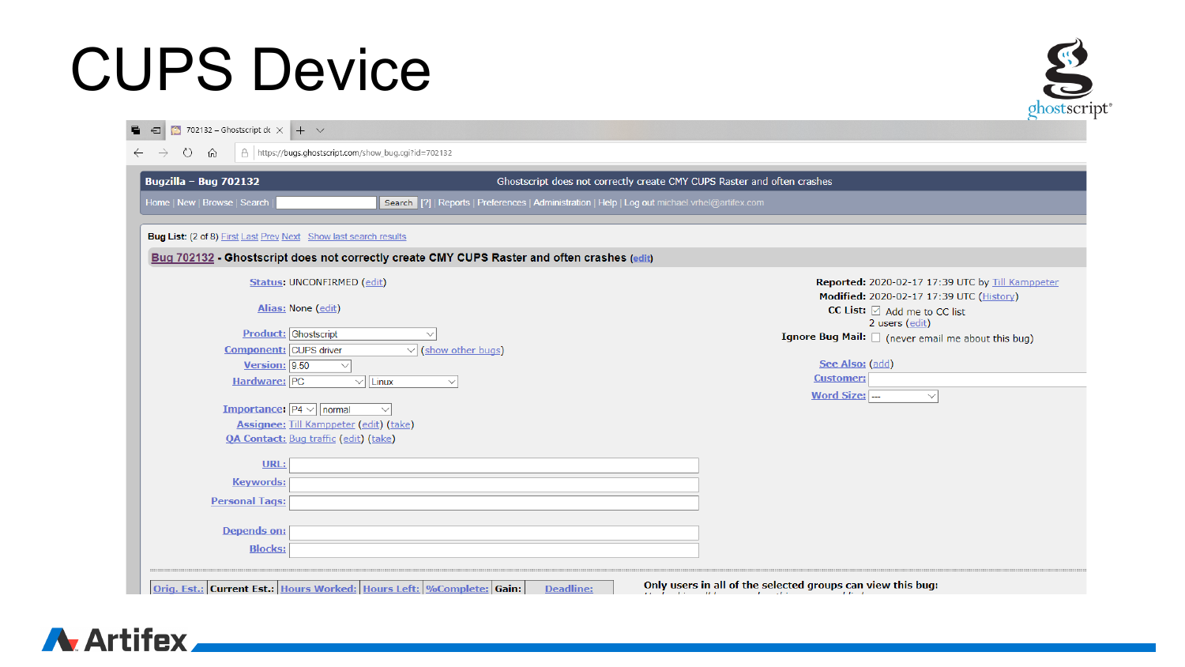# CUPS Device

702132 – Ghostscript dc

https://bugs.ghostscript.com/show_bug.cgi?id=702132

**Bugzilla – Bug 702132** Ghostscript does not correctly create CMY CUPS Raster and often crashes

Home | New | Browse | Search | Search [?] | Reports | Preferences | Administration | Help | Log out michael.vrhel@artifex.com

**Bug List:** (2 of 8) First Last Prev Next Show last search results

**Bug 702132 - Ghostscript does not correctly create CMY CUPS Raster and often crashes** (edit)

**Status:** UNCONFIRMED (edit)

**Alias:** None (edit)

**Product:** Ghostscript

**Component:** CUPS driver (show other bugs)

**Version:** 9.50

**Hardware:** PC Linux

**Importance:** P4 normal

**Assignee:** Till Kamppeter (edit) (take)

**QA Contact:** Bug traffic (edit) (take)

**URL:**

**Keywords:**

**Personal Tags:**

**Depends on:**

**Blocks:**

**Reported:** 2020-02-17 17:39 UTC by Till Kamppeter

**Modified:** 2020-02-17 17:39 UTC (History)

**CC List:** Add me to CC list
2 users (edit)

**Ignore Bug Mail:** (never email me about this bug)

**See Also:** (add)

**Customer:**

**Word Size:** ---

| Orig. Est.: | Current Est.: | Hours Worked: | Hours Left: | %Complete: | Gain: | Deadline: |
|---|---|---|---|---|---|---|

**Only users in all of the selected groups can view this bug:**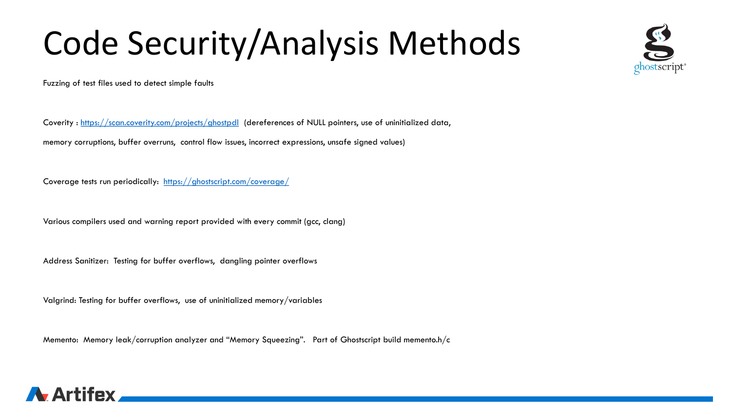# Code Security/Analysis Methods

Fuzzing of test files used to detect simple faults

Coverity : [https://scan.coverity.com/projects/ghostpdl](https://scan.coverity.com/projects/ghostpdl) (dereferences of NULL pointers, use of uninitialized data, memory corruptions, buffer overruns, control flow issues, incorrect expressions, unsafe signed values)

Coverage tests run periodically: [https://ghostscript.com/coverage/](https://ghostscript.com/coverage/)

Various compilers used and warning report provided with every commit (gcc, clang)

Address Sanitizer: Testing for buffer overflows, dangling pointer overflows

Valgrind: Testing for buffer overflows, use of uninitialized memory/variables

Memento: Memory leak/corruption analyzer and "Memory Squeezing". Part of Ghostscript build memento.h/c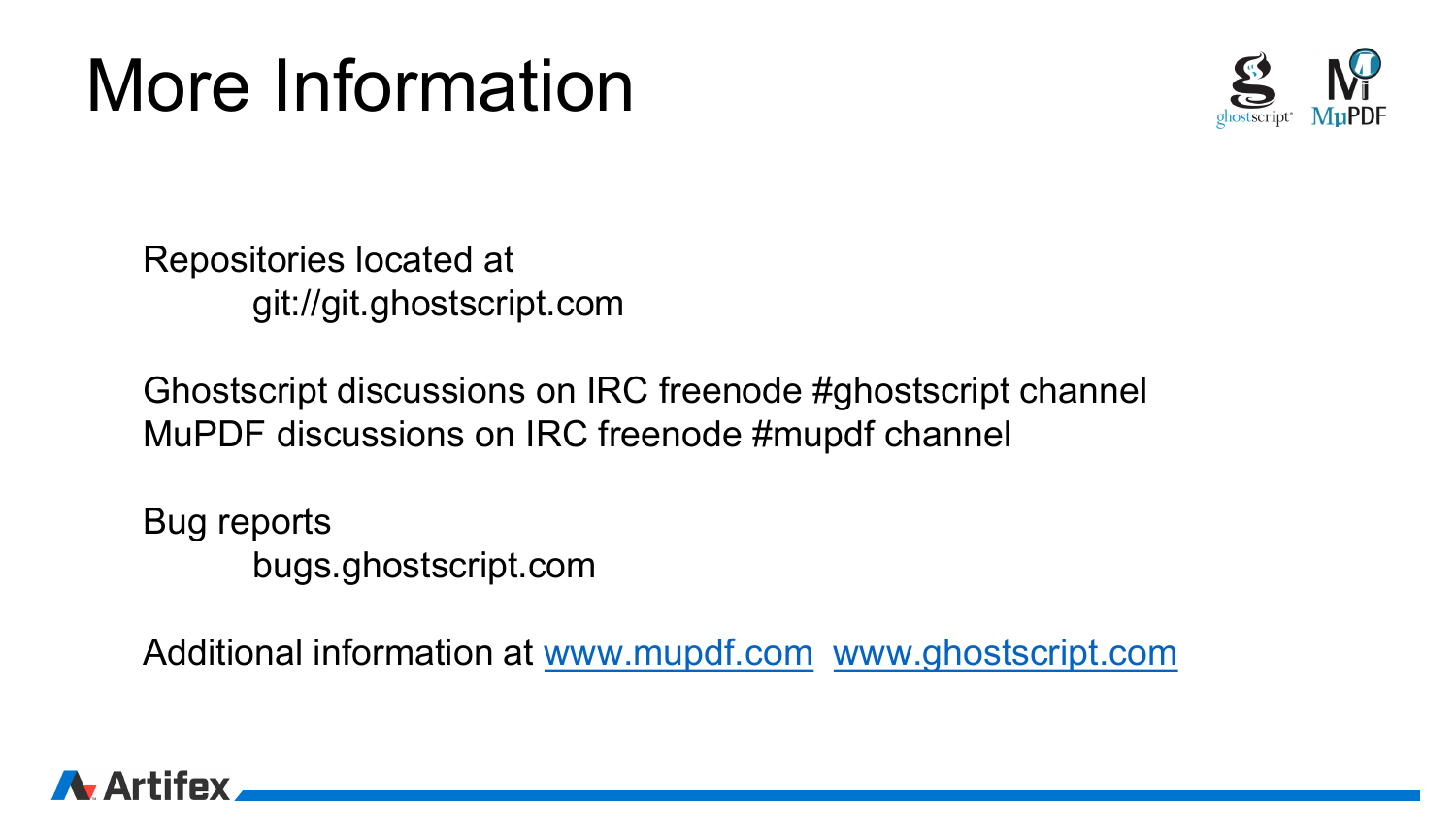# More Information

Repositories located at

git://git.ghostscript.com

Ghostscript discussions on IRC freenode #ghostscript channel
MuPDF discussions on IRC freenode #mupdf channel

Bug reports

bugs.ghostscript.com

Additional information at www.mupdf.com  www.ghostscript.com